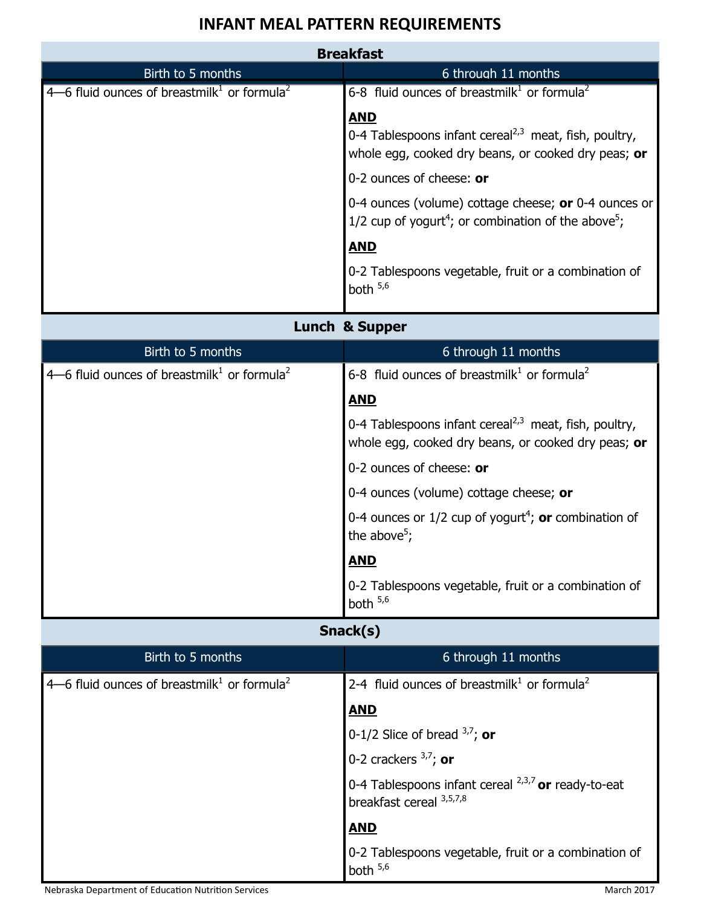# INFANT MEAL PATTERN REQUIREMENTS

## Breakfast

| Birth to 5 months | 6 through 11 months |
|---|---|
| 4—6 fluid ounces of breastmilk[1] or formula[2] | 6-8 fluid ounces of breastmilk[1] or formula[2]<br><br>**AND**<br>0-4 Tablespoons infant cereal[2,3] meat, fish, poultry, whole egg, cooked dry beans, or cooked dry peas; **or**<br><br>0-2 ounces of cheese: **or**<br><br>0-4 ounces (volume) cottage cheese; **or** 0-4 ounces or 1/2 cup of yogurt[4]; or combination of the above[5];<br><br>**AND**<br><br>0-2 Tablespoons vegetable, fruit or a combination of both [5,6] |

## Lunch & Supper

| Birth to 5 months | 6 through 11 months |
|---|---|
| 4—6 fluid ounces of breastmilk[1] or formula[2] | 6-8 fluid ounces of breastmilk[1] or formula[2]<br><br>**AND**<br><br>0-4 Tablespoons infant cereal[2,3] meat, fish, poultry, whole egg, cooked dry beans, or cooked dry peas; **or**<br><br>0-2 ounces of cheese: **or**<br><br>0-4 ounces (volume) cottage cheese; **or**<br><br>0-4 ounces or 1/2 cup of yogurt[4]; **or** combination of the above[5];<br><br>**AND**<br><br>0-2 Tablespoons vegetable, fruit or a combination of both [5,6] |

## Snack(s)

| Birth to 5 months | 6 through 11 months |
|---|---|
| 4—6 fluid ounces of breastmilk[1] or formula[2] | 2-4 fluid ounces of breastmilk[1] or formula[2]<br><br>**AND**<br><br>0-1/2 Slice of bread [3,7]; **or**<br><br>0-2 crackers [3,7]; **or**<br><br>0-4 Tablespoons infant cereal [2,3,7] **or** ready-to-eat breakfast cereal [3,5,7,8]<br><br>**AND**<br><br>0-2 Tablespoons vegetable, fruit or a combination of both [5,6] |

Nebraska Department of Education Nutrition Services

March 2017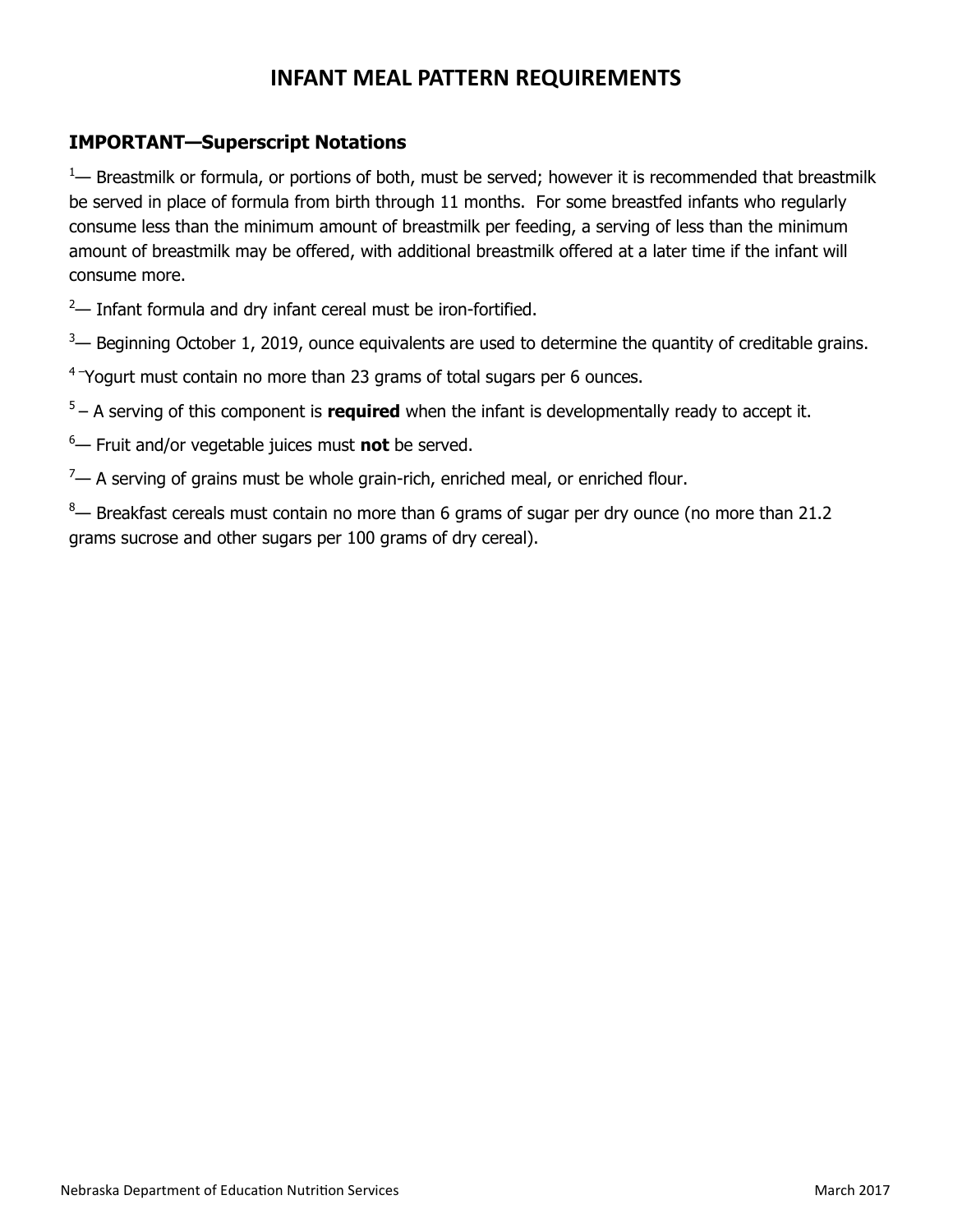# INFANT MEAL PATTERN REQUIREMENTS

## IMPORTANT—Superscript Notations

[1]— Breastmilk or formula, or portions of both, must be served; however it is recommended that breastmilk be served in place of formula from birth through 11 months. For some breastfed infants who regularly consume less than the minimum amount of breastmilk per feeding, a serving of less than the minimum amount of breastmilk may be offered, with additional breastmilk offered at a later time if the infant will consume more.

[2]— Infant formula and dry infant cereal must be iron-fortified.

[3]— Beginning October 1, 2019, ounce equivalents are used to determine the quantity of creditable grains.

[4] –Yogurt must contain no more than 23 grams of total sugars per 6 ounces.

[5] – A serving of this component is **required** when the infant is developmentally ready to accept it.

[6]— Fruit and/or vegetable juices must **not** be served.

[7]— A serving of grains must be whole grain-rich, enriched meal, or enriched flour.

[8]— Breakfast cereals must contain no more than 6 grams of sugar per dry ounce (no more than 21.2 grams sucrose and other sugars per 100 grams of dry cereal).